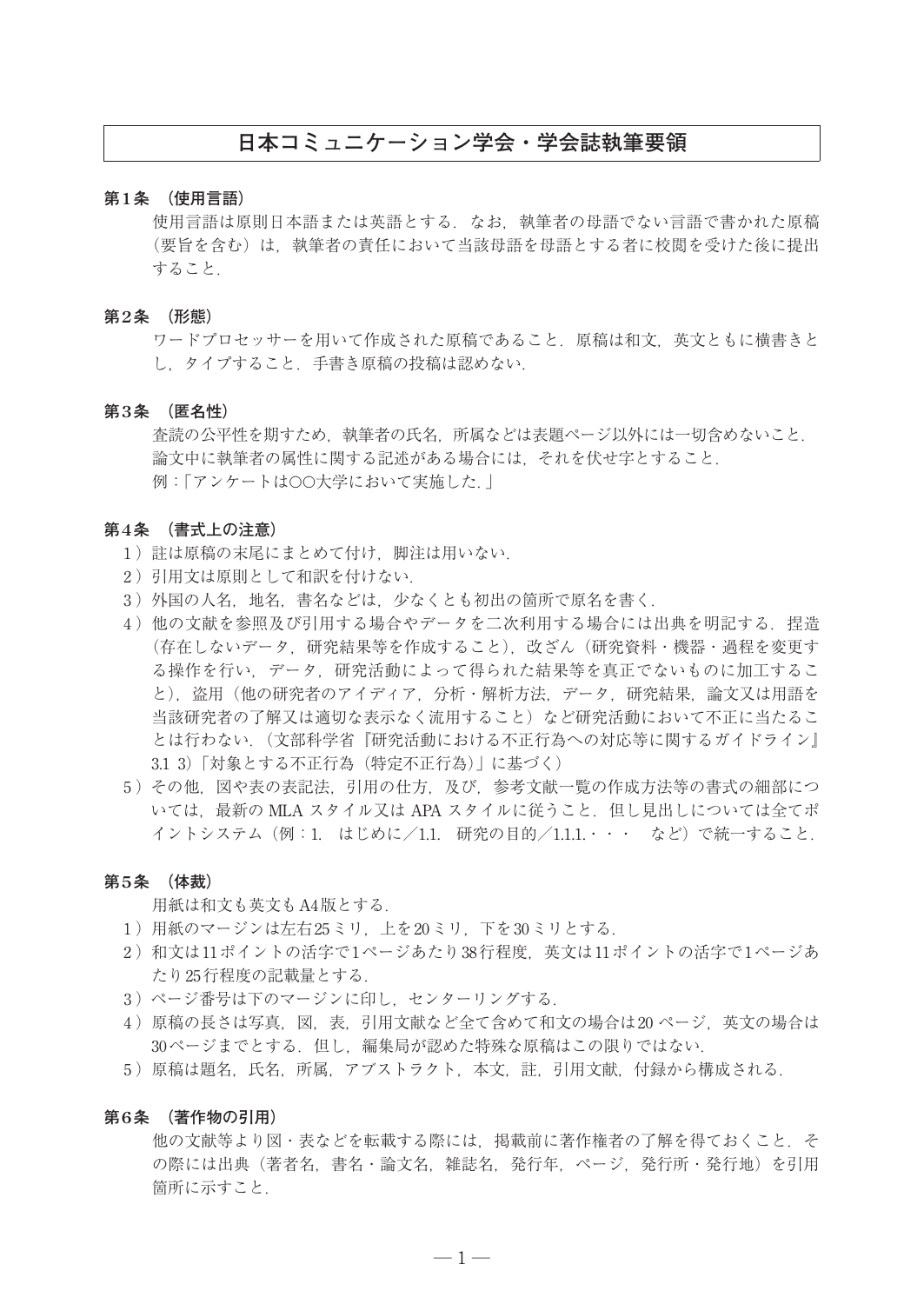# 日本コミュニケーション学会・学会誌執筆要領

## 第1条 （使用言語）

使用言語は原則日本語または英語とする．なお，執筆者の母語でない言語で書かれた原稿（要旨を含む）は，執筆者の責任において当該母語を母語とする者に校閲を受けた後に提出すること．

## 第2条 （形態）

ワードプロセッサーを用いて作成された原稿であること．原稿は和文，英文ともに横書きとし，タイプすること．手書き原稿の投稿は認めない．

## 第3条 （匿名性）

査読の公平性を期すため，執筆者の氏名，所属などは表題ページ以外には一切含めないこと．論文中に執筆者の属性に関する記述がある場合には，それを伏せ字とすること．
例：「アンケートは○○大学において実施した．」

## 第4条 （書式上の注意）

1）註は原稿の末尾にまとめて付け，脚注は用いない．

2）引用文は原則として和訳を付けない．

3）外国の人名，地名，書名などは，少なくとも初出の箇所で原名を書く．

4）他の文献を参照及び引用する場合やデータを二次利用する場合には出典を明記する．捏造（存在しないデータ，研究結果等を作成すること），改ざん（研究資料・機器・過程を変更する操作を行い，データ，研究活動によって得られた結果等を真正でないものに加工すること），盗用（他の研究者のアイディア，分析・解析方法，データ，研究結果，論文又は用語を当該研究者の了解又は適切な表示なく流用すること）など研究活動において不正に当たることは行わない．（文部科学省『研究活動における不正行為への対応等に関するガイドライン』3.1 3)「対象とする不正行為（特定不正行為）」に基づく）

5）その他，図や表の表記法，引用の仕方，及び，参考文献一覧の作成方法等の書式の細部については，最新の MLA スタイル又は APA スタイルに従うこと．但し見出しについては全てポイントシステム（例：1.　はじめに／1.1.　研究の目的／1.1.1.・・・　など）で統一すること．

## 第5条 （体裁）

用紙は和文も英文も A4版とする．

1）用紙のマージンは左右25ミリ，上を20ミリ，下を30ミリとする．

2）和文は11ポイントの活字で1ページあたり38行程度，英文は11ポイントの活字で1ページあたり25行程度の記載量とする．

3）ページ番号は下のマージンに印し，センターリングする．

4）原稿の長さは写真，図，表，引用文献など全て含めて和文の場合は20 ページ，英文の場合は30ページまでとする．但し，編集局が認めた特殊な原稿はこの限りではない．

5）原稿は題名，氏名，所属，アブストラクト，本文，註，引用文献，付録から構成される．

## 第6条 （著作物の引用）

他の文献等より図・表などを転載する際には，掲載前に著作権者の了解を得ておくこと．その際には出典（著者名，書名・論文名，雑誌名，発行年，ページ，発行所・発行地）を引用箇所に示すこと．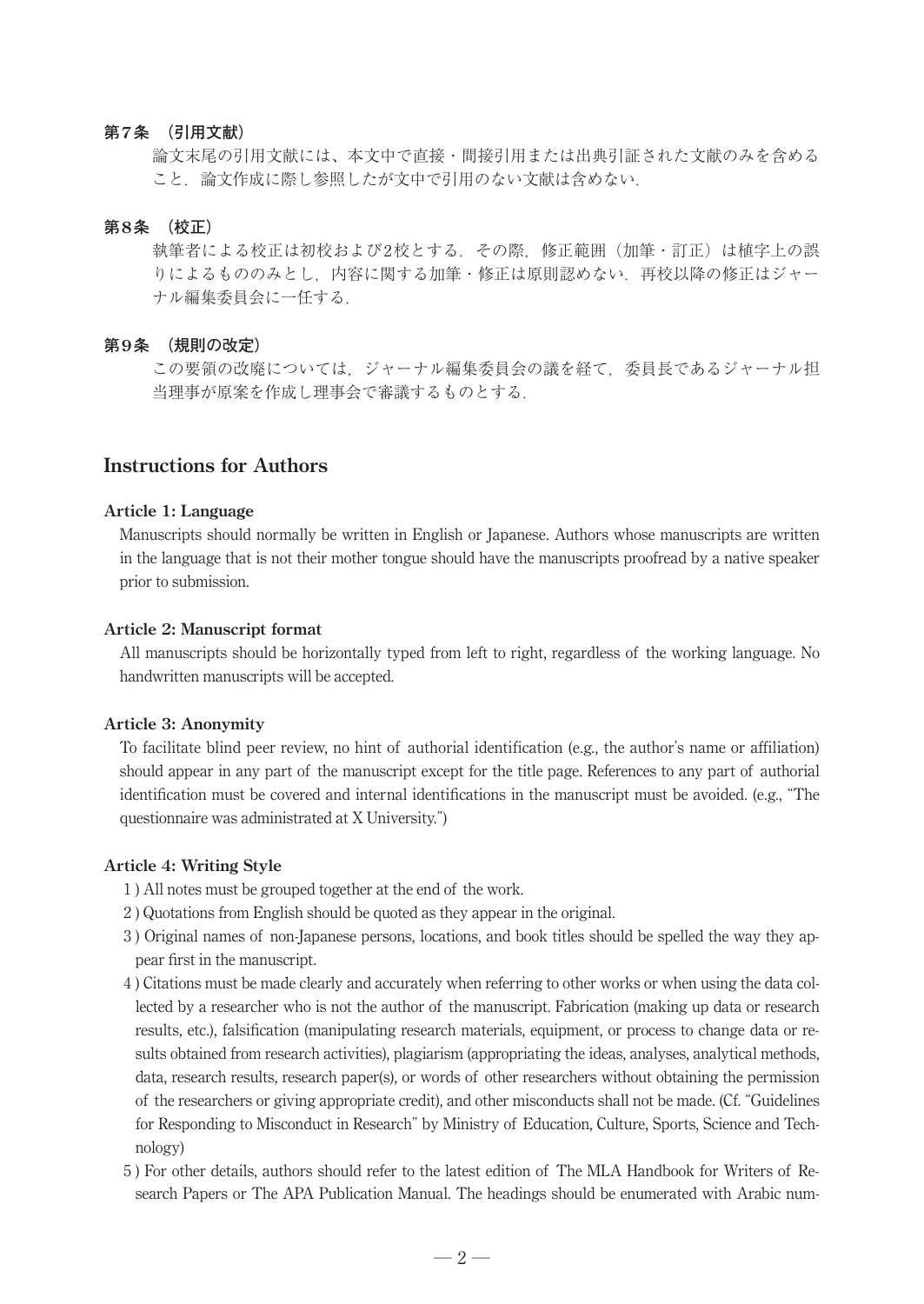### 第7条 （引用文献）

論文末尾の引用文献には、本文中で直接・間接引用または出典引証された文献のみを含めること．論文作成に際し参照したが文中で引用のない文献は含めない．

### 第8条 （校正）

執筆者による校正は初校および2校とする．その際，修正範囲（加筆・訂正）は植字上の誤りによるもののみとし，内容に関する加筆・修正は原則認めない．再校以降の修正はジャーナル編集委員会に一任する．

### 第9条 （規則の改定）

この要領の改廃については，ジャーナル編集委員会の議を経て，委員長であるジャーナル担当理事が原案を作成し理事会で審議するものとする．

## Instructions for Authors

### Article 1: Language

Manuscripts should normally be written in English or Japanese. Authors whose manuscripts are written in the language that is not their mother tongue should have the manuscripts proofread by a native speaker prior to submission.

### Article 2: Manuscript format

All manuscripts should be horizontally typed from left to right, regardless of the working language. No handwritten manuscripts will be accepted.

### Article 3: Anonymity

To facilitate blind peer review, no hint of authorial identification (e.g., the author's name or affiliation) should appear in any part of the manuscript except for the title page. References to any part of authorial identification must be covered and internal identifications in the manuscript must be avoided. (e.g., "The questionnaire was administrated at X University.")

### Article 4: Writing Style

1 ) All notes must be grouped together at the end of the work.

2 ) Quotations from English should be quoted as they appear in the original.

3 ) Original names of non-Japanese persons, locations, and book titles should be spelled the way they appear first in the manuscript.

4 ) Citations must be made clearly and accurately when referring to other works or when using the data collected by a researcher who is not the author of the manuscript. Fabrication (making up data or research results, etc.), falsification (manipulating research materials, equipment, or process to change data or results obtained from research activities), plagiarism (appropriating the ideas, analyses, analytical methods, data, research results, research paper(s), or words of other researchers without obtaining the permission of the researchers or giving appropriate credit), and other misconducts shall not be made. (Cf. "Guidelines for Responding to Misconduct in Research" by Ministry of Education, Culture, Sports, Science and Technology)

5 ) For other details, authors should refer to the latest edition of The MLA Handbook for Writers of Research Papers or The APA Publication Manual. The headings should be enumerated with Arabic num-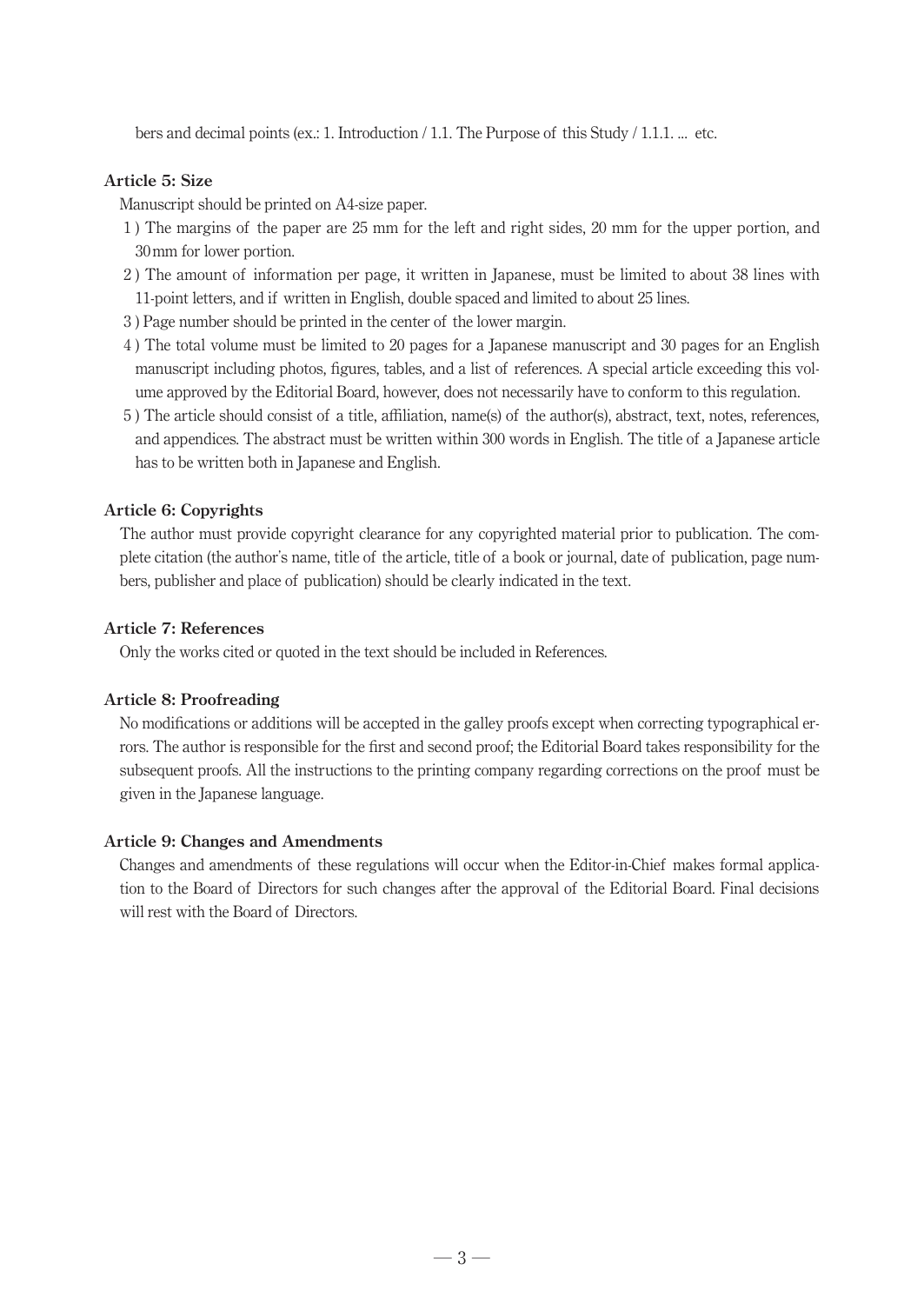bers and decimal points (ex.: 1. Introduction / 1.1. The Purpose of this Study / 1.1.1. ... etc.

**Article 5: Size**

Manuscript should be printed on A4-size paper.

1 ) The margins of the paper are 25 mm for the left and right sides, 20 mm for the upper portion, and 30 mm for lower portion.

2 ) The amount of information per page, it written in Japanese, must be limited to about 38 lines with 11-point letters, and if written in English, double spaced and limited to about 25 lines.

3 ) Page number should be printed in the center of the lower margin.

4 ) The total volume must be limited to 20 pages for a Japanese manuscript and 30 pages for an English manuscript including photos, figures, tables, and a list of references. A special article exceeding this volume approved by the Editorial Board, however, does not necessarily have to conform to this regulation.

5 ) The article should consist of a title, affiliation, name(s) of the author(s), abstract, text, notes, references, and appendices. The abstract must be written within 300 words in English. The title of a Japanese article has to be written both in Japanese and English.

**Article 6: Copyrights**

The author must provide copyright clearance for any copyrighted material prior to publication. The complete citation (the author's name, title of the article, title of a book or journal, date of publication, page numbers, publisher and place of publication) should be clearly indicated in the text.

**Article 7: References**

Only the works cited or quoted in the text should be included in References.

**Article 8: Proofreading**

No modifications or additions will be accepted in the galley proofs except when correcting typographical errors. The author is responsible for the first and second proof; the Editorial Board takes responsibility for the subsequent proofs. All the instructions to the printing company regarding corrections on the proof must be given in the Japanese language.

**Article 9: Changes and Amendments**

Changes and amendments of these regulations will occur when the Editor-in-Chief makes formal application to the Board of Directors for such changes after the approval of the Editorial Board. Final decisions will rest with the Board of Directors.